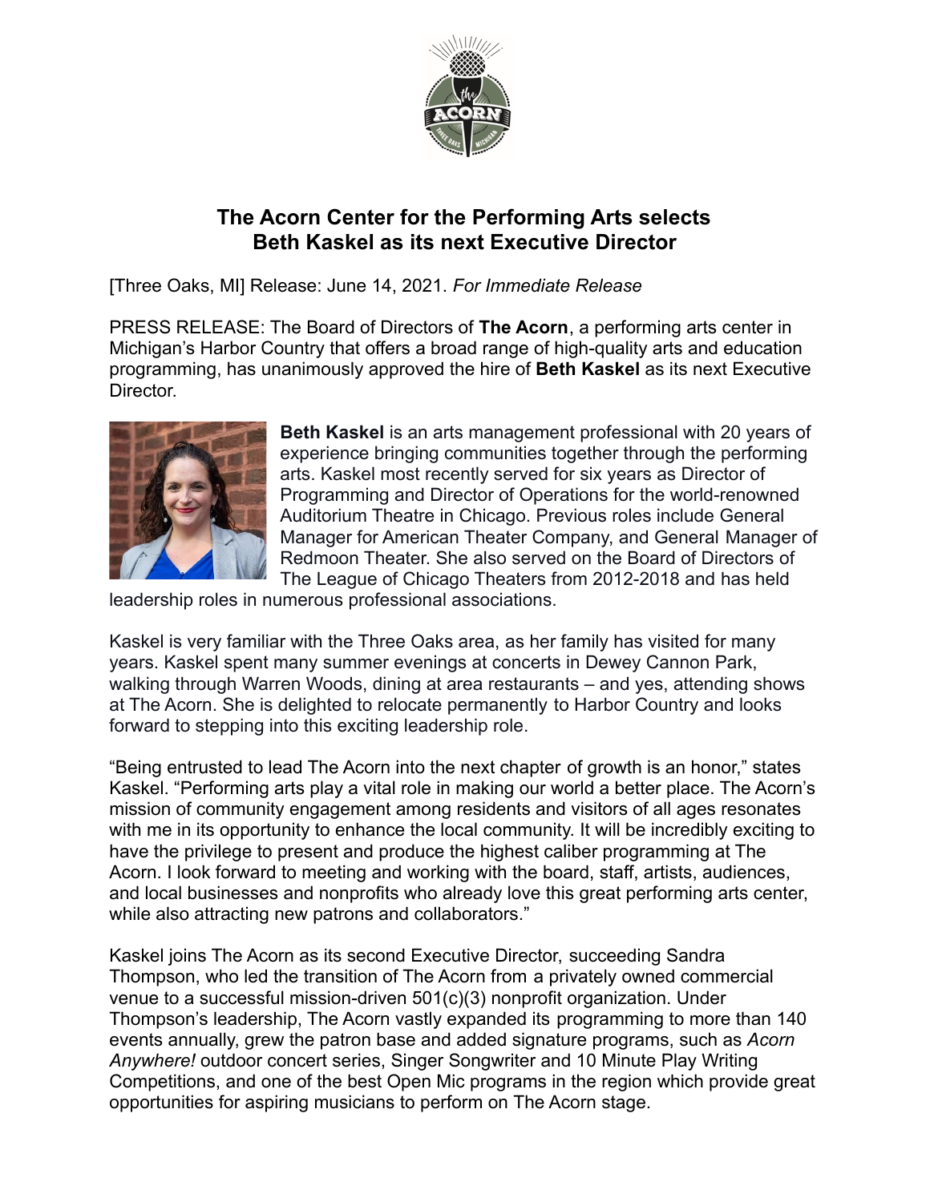# The Acorn Center for the Performing Arts selects Beth Kaskel as its next Executive Director

[Three Oaks, MI] Release: June 14, 2021. *For Immediate Release*

PRESS RELEASE: The Board of Directors of **The Acorn**, a performing arts center in Michigan's Harbor Country that offers a broad range of high-quality arts and education programming, has unanimously approved the hire of **Beth Kaskel** as its next Executive Director.

**Beth Kaskel** is an arts management professional with 20 years of experience bringing communities together through the performing arts. Kaskel most recently served for six years as Director of Programming and Director of Operations for the world-renowned Auditorium Theatre in Chicago. Previous roles include General Manager for American Theater Company, and General Manager of Redmoon Theater. She also served on the Board of Directors of The League of Chicago Theaters from 2012-2018 and has held leadership roles in numerous professional associations.

Kaskel is very familiar with the Three Oaks area, as her family has visited for many years. Kaskel spent many summer evenings at concerts in Dewey Cannon Park, walking through Warren Woods, dining at area restaurants – and yes, attending shows at The Acorn. She is delighted to relocate permanently to Harbor Country and looks forward to stepping into this exciting leadership role.

"Being entrusted to lead The Acorn into the next chapter of growth is an honor," states Kaskel. "Performing arts play a vital role in making our world a better place. The Acorn's mission of community engagement among residents and visitors of all ages resonates with me in its opportunity to enhance the local community. It will be incredibly exciting to have the privilege to present and produce the highest caliber programming at The Acorn. I look forward to meeting and working with the board, staff, artists, audiences, and local businesses and nonprofits who already love this great performing arts center, while also attracting new patrons and collaborators."

Kaskel joins The Acorn as its second Executive Director, succeeding Sandra Thompson, who led the transition of The Acorn from a privately owned commercial venue to a successful mission-driven 501(c)(3) nonprofit organization. Under Thompson's leadership, The Acorn vastly expanded its programming to more than 140 events annually, grew the patron base and added signature programs, such as *Acorn Anywhere!* outdoor concert series, Singer Songwriter and 10 Minute Play Writing Competitions, and one of the best Open Mic programs in the region which provide great opportunities for aspiring musicians to perform on The Acorn stage.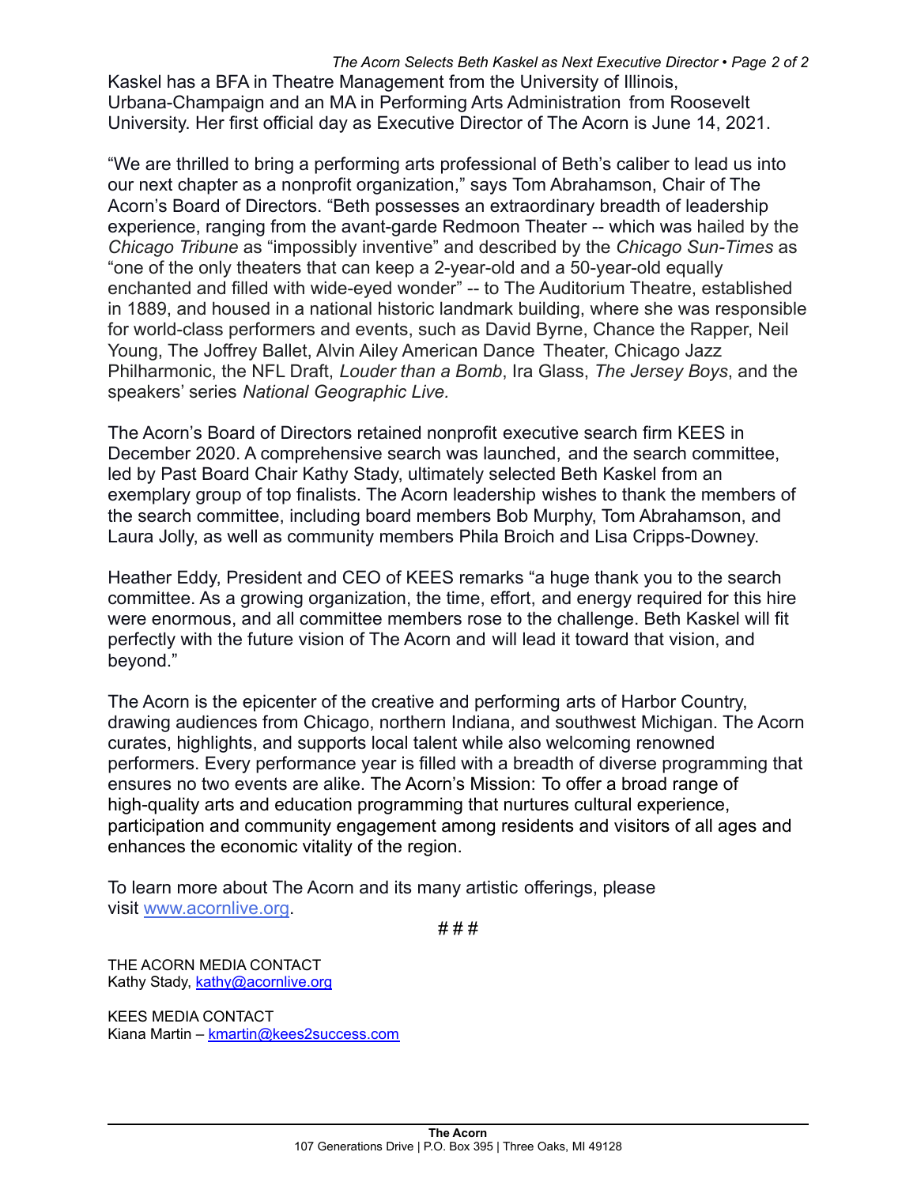Kaskel has a BFA in Theatre Management from the University of Illinois, Urbana-Champaign and an MA in Performing Arts Administration from Roosevelt University. Her first official day as Executive Director of The Acorn is June 14, 2021.

"We are thrilled to bring a performing arts professional of Beth's caliber to lead us into our next chapter as a nonprofit organization," says Tom Abrahamson, Chair of The Acorn's Board of Directors. "Beth possesses an extraordinary breadth of leadership experience, ranging from the avant-garde Redmoon Theater -- which was hailed by the *Chicago Tribune* as "impossibly inventive" and described by the *Chicago Sun-Times* as "one of the only theaters that can keep a 2-year-old and a 50-year-old equally enchanted and filled with wide-eyed wonder" -- to The Auditorium Theatre, established in 1889, and housed in a national historic landmark building, where she was responsible for world-class performers and events, such as David Byrne, Chance the Rapper, Neil Young, The Joffrey Ballet, Alvin Ailey American Dance Theater, Chicago Jazz Philharmonic, the NFL Draft, *Louder than a Bomb*, Ira Glass, *The Jersey Boys*, and the speakers' series *National Geographic Live.*

The Acorn's Board of Directors retained nonprofit executive search firm KEES in December 2020. A comprehensive search was launched, and the search committee, led by Past Board Chair Kathy Stady, ultimately selected Beth Kaskel from an exemplary group of top finalists. The Acorn leadership wishes to thank the members of the search committee, including board members Bob Murphy, Tom Abrahamson, and Laura Jolly, as well as community members Phila Broich and Lisa Cripps-Downey.

Heather Eddy, President and CEO of KEES remarks "a huge thank you to the search committee. As a growing organization, the time, effort, and energy required for this hire were enormous, and all committee members rose to the challenge. Beth Kaskel will fit perfectly with the future vision of The Acorn and will lead it toward that vision, and beyond."

The Acorn is the epicenter of the creative and performing arts of Harbor Country, drawing audiences from Chicago, northern Indiana, and southwest Michigan. The Acorn curates, highlights, and supports local talent while also welcoming renowned performers. Every performance year is filled with a breadth of diverse programming that ensures no two events are alike. The Acorn's Mission: To offer a broad range of high-quality arts and education programming that nurtures cultural experience, participation and community engagement among residents and visitors of all ages and enhances the economic vitality of the region.

To learn more about The Acorn and its many artistic offerings, please visit [www.acornlive.org](http://www.acornlive.org).

# # #

THE ACORN MEDIA CONTACT
Kathy Stady, kathy@acornlive.org

KEES MEDIA CONTACT
Kiana Martin – kmartin@kees2success.com

**The Acorn**
107 Generations Drive | P.O. Box 395 | Three Oaks, MI 49128